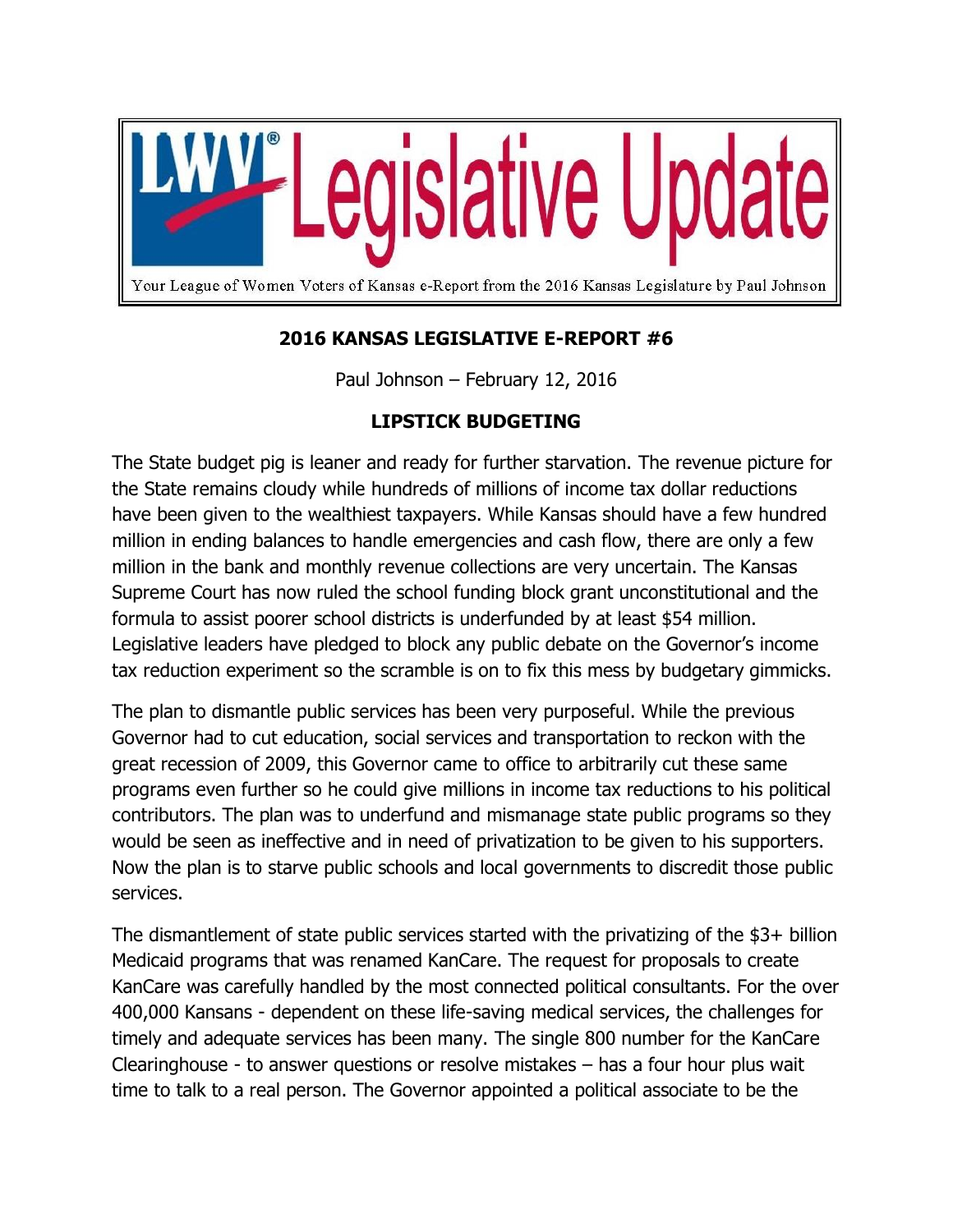# LWV Legislative Update

Your League of Women Voters of Kansas e-Report from the 2016 Kansas Legislature by Paul Johnson

## 2016 KANSAS LEGISLATIVE E-REPORT #6

Paul Johnson – February 12, 2016

### LIPSTICK BUDGETING

The State budget pig is leaner and ready for further starvation. The revenue picture for the State remains cloudy while hundreds of millions of income tax dollar reductions have been given to the wealthiest taxpayers. While Kansas should have a few hundred million in ending balances to handle emergencies and cash flow, there are only a few million in the bank and monthly revenue collections are very uncertain. The Kansas Supreme Court has now ruled the school funding block grant unconstitutional and the formula to assist poorer school districts is underfunded by at least $54 million. Legislative leaders have pledged to block any public debate on the Governor's income tax reduction experiment so the scramble is on to fix this mess by budgetary gimmicks.

The plan to dismantle public services has been very purposeful. While the previous Governor had to cut education, social services and transportation to reckon with the great recession of 2009, this Governor came to office to arbitrarily cut these same programs even further so he could give millions in income tax reductions to his political contributors. The plan was to underfund and mismanage state public programs so they would be seen as ineffective and in need of privatization to be given to his supporters. Now the plan is to starve public schools and local governments to discredit those public services.

The dismantlement of state public services started with the privatizing of the $3+ billion Medicaid programs that was renamed KanCare. The request for proposals to create KanCare was carefully handled by the most connected political consultants. For the over 400,000 Kansans - dependent on these life-saving medical services, the challenges for timely and adequate services has been many. The single 800 number for the KanCare Clearinghouse - to answer questions or resolve mistakes – has a four hour plus wait time to talk to a real person. The Governor appointed a political associate to be the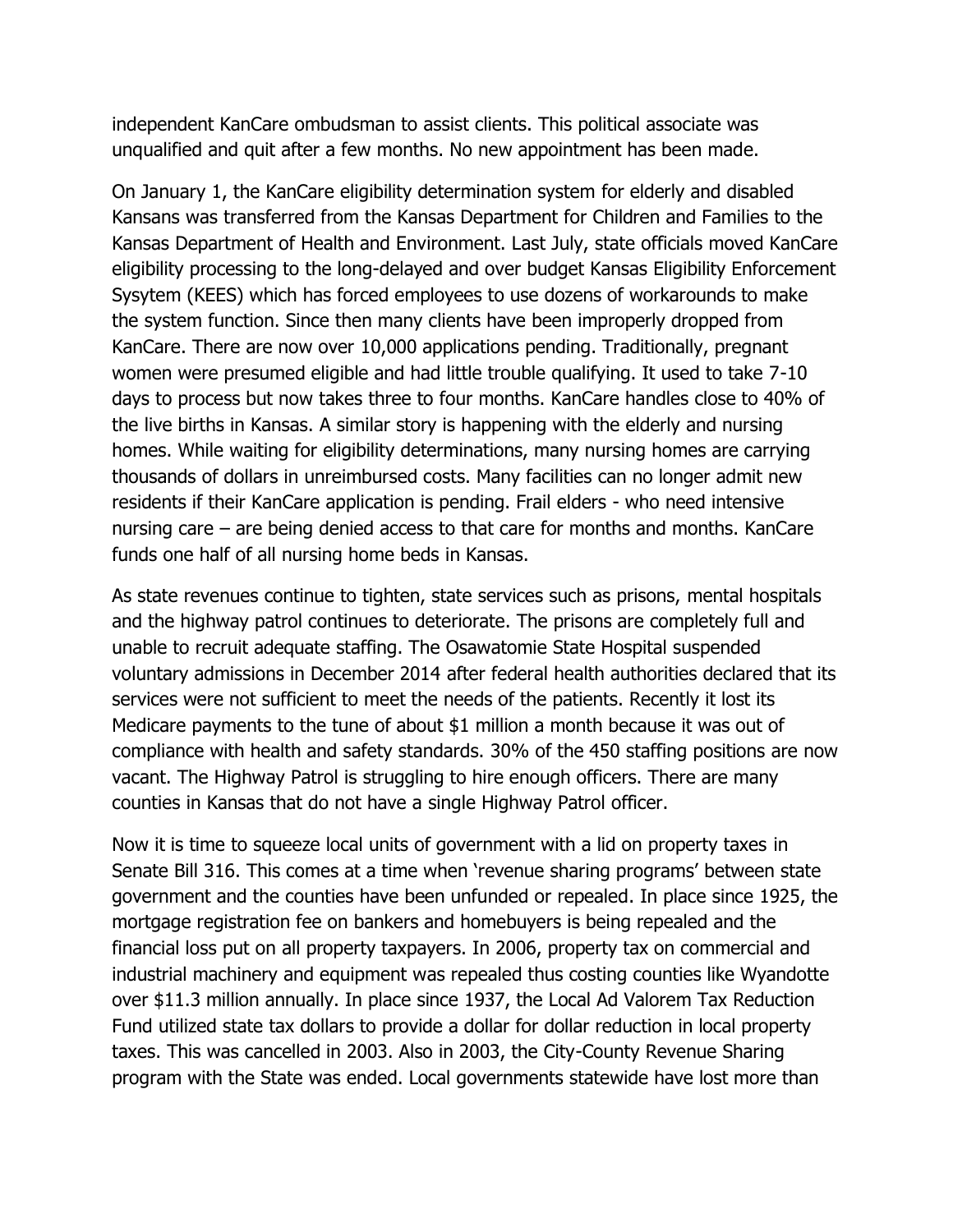independent KanCare ombudsman to assist clients. This political associate was unqualified and quit after a few months. No new appointment has been made.

On January 1, the KanCare eligibility determination system for elderly and disabled Kansans was transferred from the Kansas Department for Children and Families to the Kansas Department of Health and Environment. Last July, state officials moved KanCare eligibility processing to the long-delayed and over budget Kansas Eligibility Enforcement Sysytem (KEES) which has forced employees to use dozens of workarounds to make the system function. Since then many clients have been improperly dropped from KanCare. There are now over 10,000 applications pending. Traditionally, pregnant women were presumed eligible and had little trouble qualifying. It used to take 7-10 days to process but now takes three to four months. KanCare handles close to 40% of the live births in Kansas. A similar story is happening with the elderly and nursing homes. While waiting for eligibility determinations, many nursing homes are carrying thousands of dollars in unreimbursed costs. Many facilities can no longer admit new residents if their KanCare application is pending. Frail elders - who need intensive nursing care – are being denied access to that care for months and months. KanCare funds one half of all nursing home beds in Kansas.

As state revenues continue to tighten, state services such as prisons, mental hospitals and the highway patrol continues to deteriorate. The prisons are completely full and unable to recruit adequate staffing. The Osawatomie State Hospital suspended voluntary admissions in December 2014 after federal health authorities declared that its services were not sufficient to meet the needs of the patients. Recently it lost its Medicare payments to the tune of about $1 million a month because it was out of compliance with health and safety standards. 30% of the 450 staffing positions are now vacant. The Highway Patrol is struggling to hire enough officers. There are many counties in Kansas that do not have a single Highway Patrol officer.

Now it is time to squeeze local units of government with a lid on property taxes in Senate Bill 316. This comes at a time when 'revenue sharing programs' between state government and the counties have been unfunded or repealed. In place since 1925, the mortgage registration fee on bankers and homebuyers is being repealed and the financial loss put on all property taxpayers. In 2006, property tax on commercial and industrial machinery and equipment was repealed thus costing counties like Wyandotte over $11.3 million annually. In place since 1937, the Local Ad Valorem Tax Reduction Fund utilized state tax dollars to provide a dollar for dollar reduction in local property taxes. This was cancelled in 2003. Also in 2003, the City-County Revenue Sharing program with the State was ended. Local governments statewide have lost more than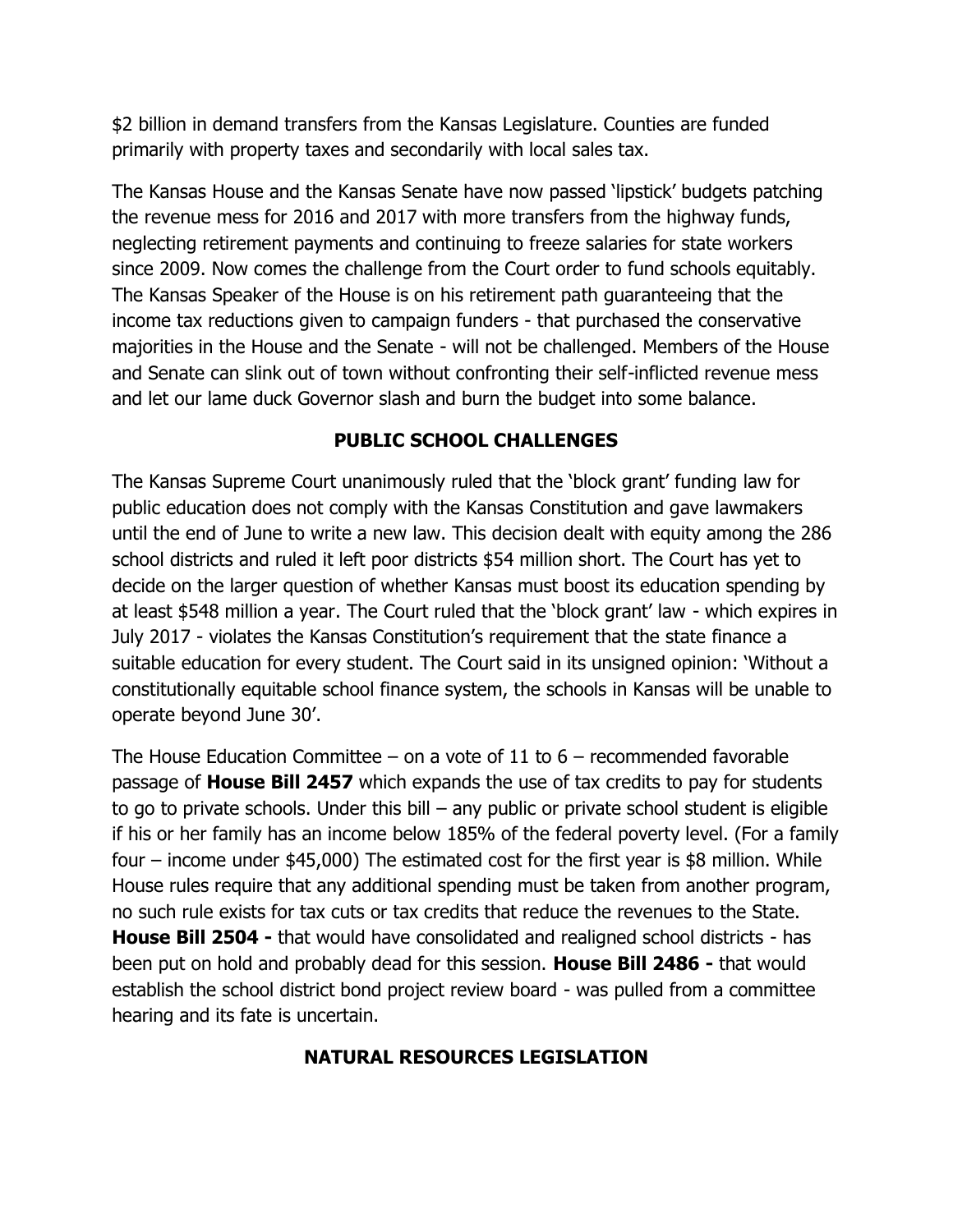$2 billion in demand transfers from the Kansas Legislature. Counties are funded primarily with property taxes and secondarily with local sales tax.

The Kansas House and the Kansas Senate have now passed 'lipstick' budgets patching the revenue mess for 2016 and 2017 with more transfers from the highway funds, neglecting retirement payments and continuing to freeze salaries for state workers since 2009. Now comes the challenge from the Court order to fund schools equitably. The Kansas Speaker of the House is on his retirement path guaranteeing that the income tax reductions given to campaign funders - that purchased the conservative majorities in the House and the Senate - will not be challenged. Members of the House and Senate can slink out of town without confronting their self-inflicted revenue mess and let our lame duck Governor slash and burn the budget into some balance.

## PUBLIC SCHOOL CHALLENGES

The Kansas Supreme Court unanimously ruled that the 'block grant' funding law for public education does not comply with the Kansas Constitution and gave lawmakers until the end of June to write a new law. This decision dealt with equity among the 286 school districts and ruled it left poor districts $54 million short. The Court has yet to decide on the larger question of whether Kansas must boost its education spending by at least $548 million a year. The Court ruled that the 'block grant' law - which expires in July 2017 - violates the Kansas Constitution's requirement that the state finance a suitable education for every student. The Court said in its unsigned opinion: 'Without a constitutionally equitable school finance system, the schools in Kansas will be unable to operate beyond June 30'.

The House Education Committee – on a vote of 11 to 6 – recommended favorable passage of **House Bill 2457** which expands the use of tax credits to pay for students to go to private schools. Under this bill – any public or private school student is eligible if his or her family has an income below 185% of the federal poverty level. (For a family four – income under $45,000) The estimated cost for the first year is $8 million. While House rules require that any additional spending must be taken from another program, no such rule exists for tax cuts or tax credits that reduce the revenues to the State. **House Bill 2504 -** that would have consolidated and realigned school districts - has been put on hold and probably dead for this session. **House Bill 2486 -** that would establish the school district bond project review board - was pulled from a committee hearing and its fate is uncertain.

## NATURAL RESOURCES LEGISLATION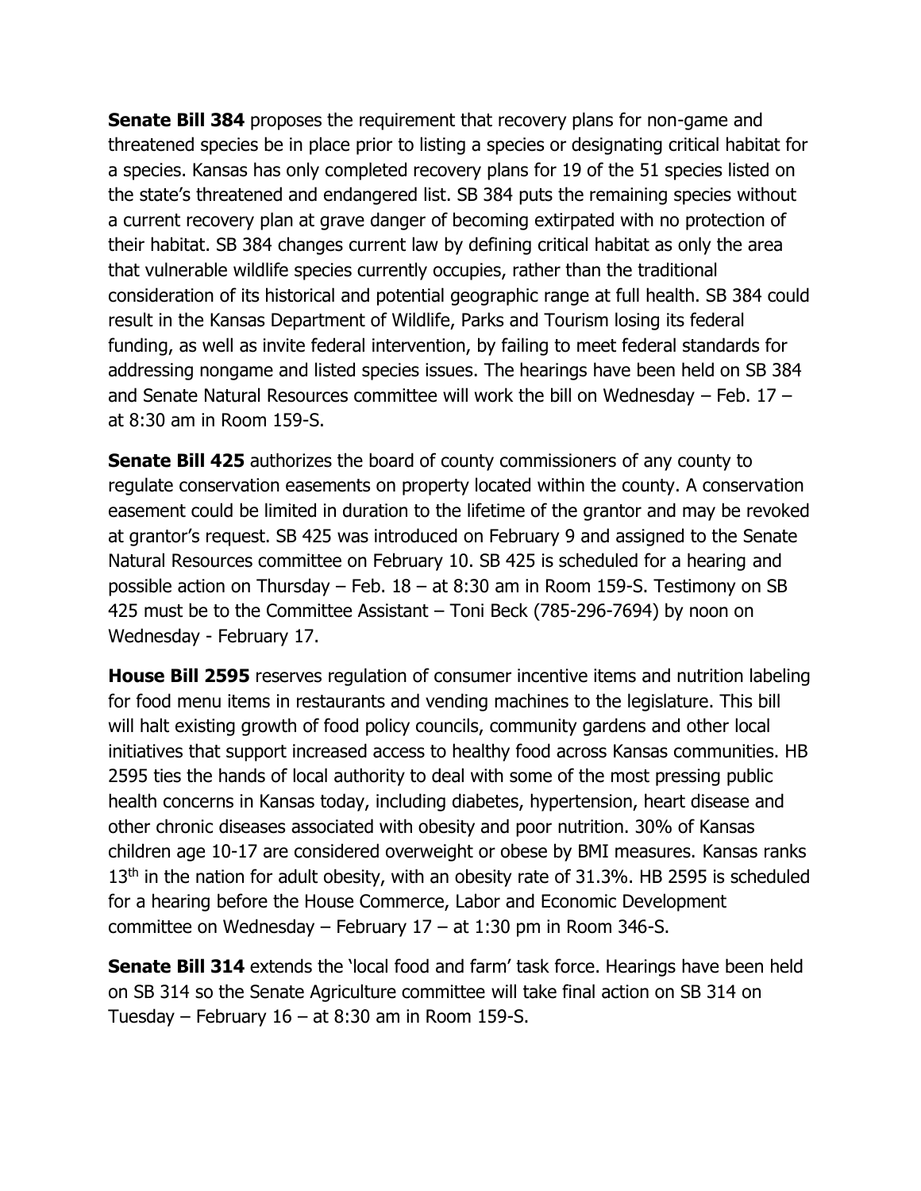**Senate Bill 384** proposes the requirement that recovery plans for non-game and threatened species be in place prior to listing a species or designating critical habitat for a species. Kansas has only completed recovery plans for 19 of the 51 species listed on the state's threatened and endangered list. SB 384 puts the remaining species without a current recovery plan at grave danger of becoming extirpated with no protection of their habitat. SB 384 changes current law by defining critical habitat as only the area that vulnerable wildlife species currently occupies, rather than the traditional consideration of its historical and potential geographic range at full health. SB 384 could result in the Kansas Department of Wildlife, Parks and Tourism losing its federal funding, as well as invite federal intervention, by failing to meet federal standards for addressing nongame and listed species issues. The hearings have been held on SB 384 and Senate Natural Resources committee will work the bill on Wednesday – Feb. 17 – at 8:30 am in Room 159-S.

**Senate Bill 425** authorizes the board of county commissioners of any county to regulate conservation easements on property located within the county. A conservation easement could be limited in duration to the lifetime of the grantor and may be revoked at grantor's request. SB 425 was introduced on February 9 and assigned to the Senate Natural Resources committee on February 10. SB 425 is scheduled for a hearing and possible action on Thursday – Feb. 18 – at 8:30 am in Room 159-S. Testimony on SB 425 must be to the Committee Assistant – Toni Beck (785-296-7694) by noon on Wednesday - February 17.

**House Bill 2595** reserves regulation of consumer incentive items and nutrition labeling for food menu items in restaurants and vending machines to the legislature. This bill will halt existing growth of food policy councils, community gardens and other local initiatives that support increased access to healthy food across Kansas communities. HB 2595 ties the hands of local authority to deal with some of the most pressing public health concerns in Kansas today, including diabetes, hypertension, heart disease and other chronic diseases associated with obesity and poor nutrition. 30% of Kansas children age 10-17 are considered overweight or obese by BMI measures. Kansas ranks 13th in the nation for adult obesity, with an obesity rate of 31.3%. HB 2595 is scheduled for a hearing before the House Commerce, Labor and Economic Development committee on Wednesday – February 17 – at 1:30 pm in Room 346-S.

**Senate Bill 314** extends the 'local food and farm' task force. Hearings have been held on SB 314 so the Senate Agriculture committee will take final action on SB 314 on Tuesday – February 16 – at 8:30 am in Room 159-S.